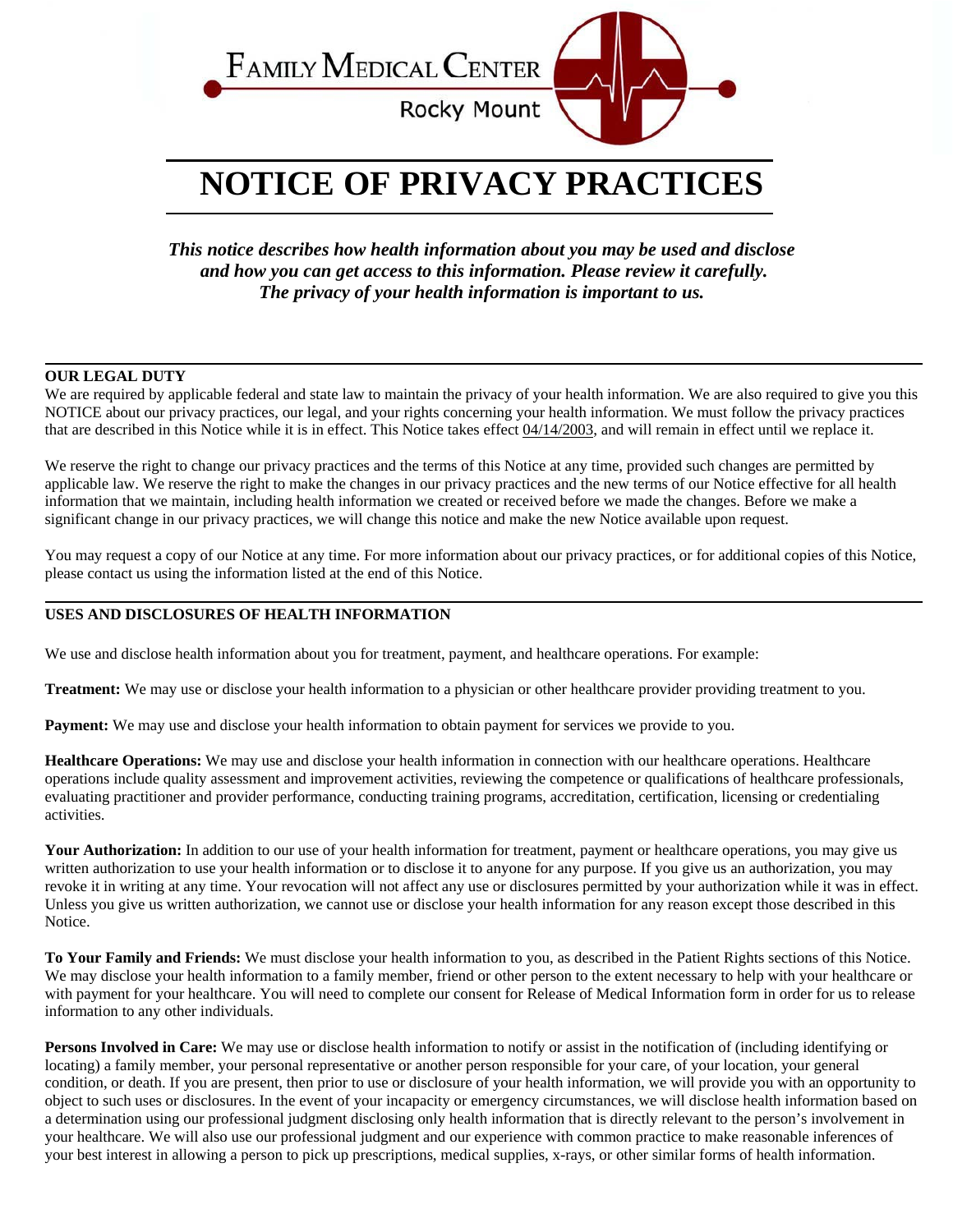FAMILY MEDICAL CENTER

Rocky Mount

# NOTICE OF PRIVACY PRACTICES

***This notice describes how health information about you may be used and disclose and how you can get access to this information. Please review it carefully. The privacy of your health information is important to us.***

## OUR LEGAL DUTY

We are required by applicable federal and state law to maintain the privacy of your health information. We are also required to give you this NOTICE about our privacy practices, our legal, and your rights concerning your health information. We must follow the privacy practices that are described in this Notice while it is in effect. This Notice takes effect 04/14/2003, and will remain in effect until we replace it.

We reserve the right to change our privacy practices and the terms of this Notice at any time, provided such changes are permitted by applicable law. We reserve the right to make the changes in our privacy practices and the new terms of our Notice effective for all health information that we maintain, including health information we created or received before we made the changes. Before we make a significant change in our privacy practices, we will change this notice and make the new Notice available upon request.

You may request a copy of our Notice at any time. For more information about our privacy practices, or for additional copies of this Notice, please contact us using the information listed at the end of this Notice.

## USES AND DISCLOSURES OF HEALTH INFORMATION

We use and disclose health information about you for treatment, payment, and healthcare operations. For example:

**Treatment:** We may use or disclose your health information to a physician or other healthcare provider providing treatment to you.

**Payment:** We may use and disclose your health information to obtain payment for services we provide to you.

**Healthcare Operations:** We may use and disclose your health information in connection with our healthcare operations. Healthcare operations include quality assessment and improvement activities, reviewing the competence or qualifications of healthcare professionals, evaluating practitioner and provider performance, conducting training programs, accreditation, certification, licensing or credentialing activities.

**Your Authorization:** In addition to our use of your health information for treatment, payment or healthcare operations, you may give us written authorization to use your health information or to disclose it to anyone for any purpose. If you give us an authorization, you may revoke it in writing at any time. Your revocation will not affect any use or disclosures permitted by your authorization while it was in effect. Unless you give us written authorization, we cannot use or disclose your health information for any reason except those described in this Notice.

**To Your Family and Friends:** We must disclose your health information to you, as described in the Patient Rights sections of this Notice. We may disclose your health information to a family member, friend or other person to the extent necessary to help with your healthcare or with payment for your healthcare. You will need to complete our consent for Release of Medical Information form in order for us to release information to any other individuals.

**Persons Involved in Care:** We may use or disclose health information to notify or assist in the notification of (including identifying or locating) a family member, your personal representative or another person responsible for your care, of your location, your general condition, or death. If you are present, then prior to use or disclosure of your health information, we will provide you with an opportunity to object to such uses or disclosures. In the event of your incapacity or emergency circumstances, we will disclose health information based on a determination using our professional judgment disclosing only health information that is directly relevant to the person's involvement in your healthcare. We will also use our professional judgment and our experience with common practice to make reasonable inferences of your best interest in allowing a person to pick up prescriptions, medical supplies, x-rays, or other similar forms of health information.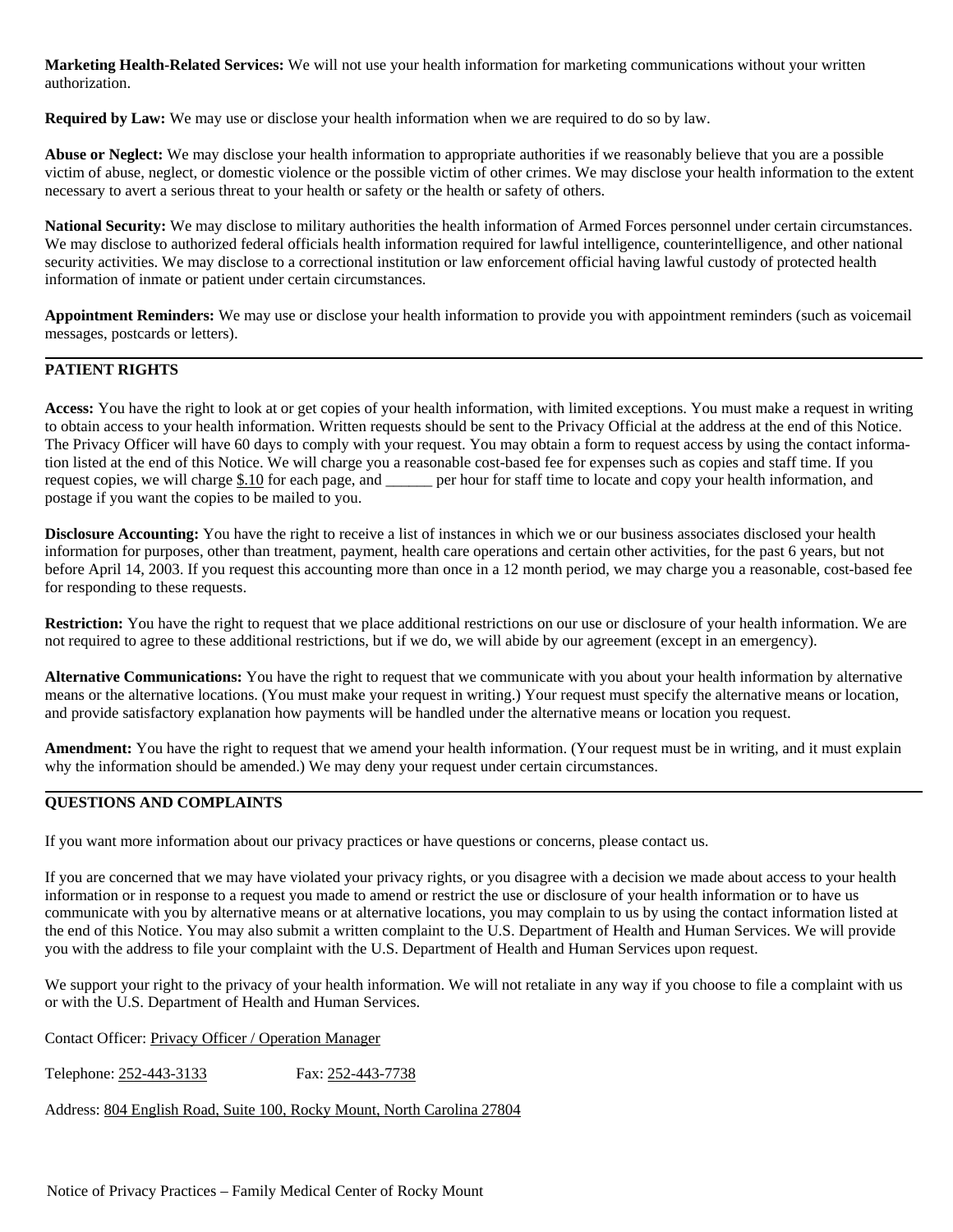**Marketing Health-Related Services:** We will not use your health information for marketing communications without your written authorization.

**Required by Law:** We may use or disclose your health information when we are required to do so by law.

**Abuse or Neglect:** We may disclose your health information to appropriate authorities if we reasonably believe that you are a possible victim of abuse, neglect, or domestic violence or the possible victim of other crimes. We may disclose your health information to the extent necessary to avert a serious threat to your health or safety or the health or safety of others.

**National Security:** We may disclose to military authorities the health information of Armed Forces personnel under certain circumstances. We may disclose to authorized federal officials health information required for lawful intelligence, counterintelligence, and other national security activities. We may disclose to a correctional institution or law enforcement official having lawful custody of protected health information of inmate or patient under certain circumstances.

**Appointment Reminders:** We may use or disclose your health information to provide you with appointment reminders (such as voicemail messages, postcards or letters).

## PATIENT RIGHTS

**Access:** You have the right to look at or get copies of your health information, with limited exceptions. You must make a request in writing to obtain access to your health information. Written requests should be sent to the Privacy Official at the address at the end of this Notice. The Privacy Officer will have 60 days to comply with your request. You may obtain a form to request access by using the contact information listed at the end of this Notice. We will charge you a reasonable cost-based fee for expenses such as copies and staff time. If you request copies, we will charge $.10 for each page, and ______ per hour for staff time to locate and copy your health information, and postage if you want the copies to be mailed to you.

**Disclosure Accounting:** You have the right to receive a list of instances in which we or our business associates disclosed your health information for purposes, other than treatment, payment, health care operations and certain other activities, for the past 6 years, but not before April 14, 2003. If you request this accounting more than once in a 12 month period, we may charge you a reasonable, cost-based fee for responding to these requests.

**Restriction:** You have the right to request that we place additional restrictions on our use or disclosure of your health information. We are not required to agree to these additional restrictions, but if we do, we will abide by our agreement (except in an emergency).

**Alternative Communications:** You have the right to request that we communicate with you about your health information by alternative means or the alternative locations. (You must make your request in writing.) Your request must specify the alternative means or location, and provide satisfactory explanation how payments will be handled under the alternative means or location you request.

**Amendment:** You have the right to request that we amend your health information. (Your request must be in writing, and it must explain why the information should be amended.) We may deny your request under certain circumstances.

## QUESTIONS AND COMPLAINTS

If you want more information about our privacy practices or have questions or concerns, please contact us.

If you are concerned that we may have violated your privacy rights, or you disagree with a decision we made about access to your health information or in response to a request you made to amend or restrict the use or disclosure of your health information or to have us communicate with you by alternative means or at alternative locations, you may complain to us by using the contact information listed at the end of this Notice. You may also submit a written complaint to the U.S. Department of Health and Human Services. We will provide you with the address to file your complaint with the U.S. Department of Health and Human Services upon request.

We support your right to the privacy of your health information. We will not retaliate in any way if you choose to file a complaint with us or with the U.S. Department of Health and Human Services.

Contact Officer: Privacy Officer / Operation Manager

Telephone: 252-443-3133 Fax: 252-443-7738

Address: 804 English Road, Suite 100, Rocky Mount, North Carolina 27804